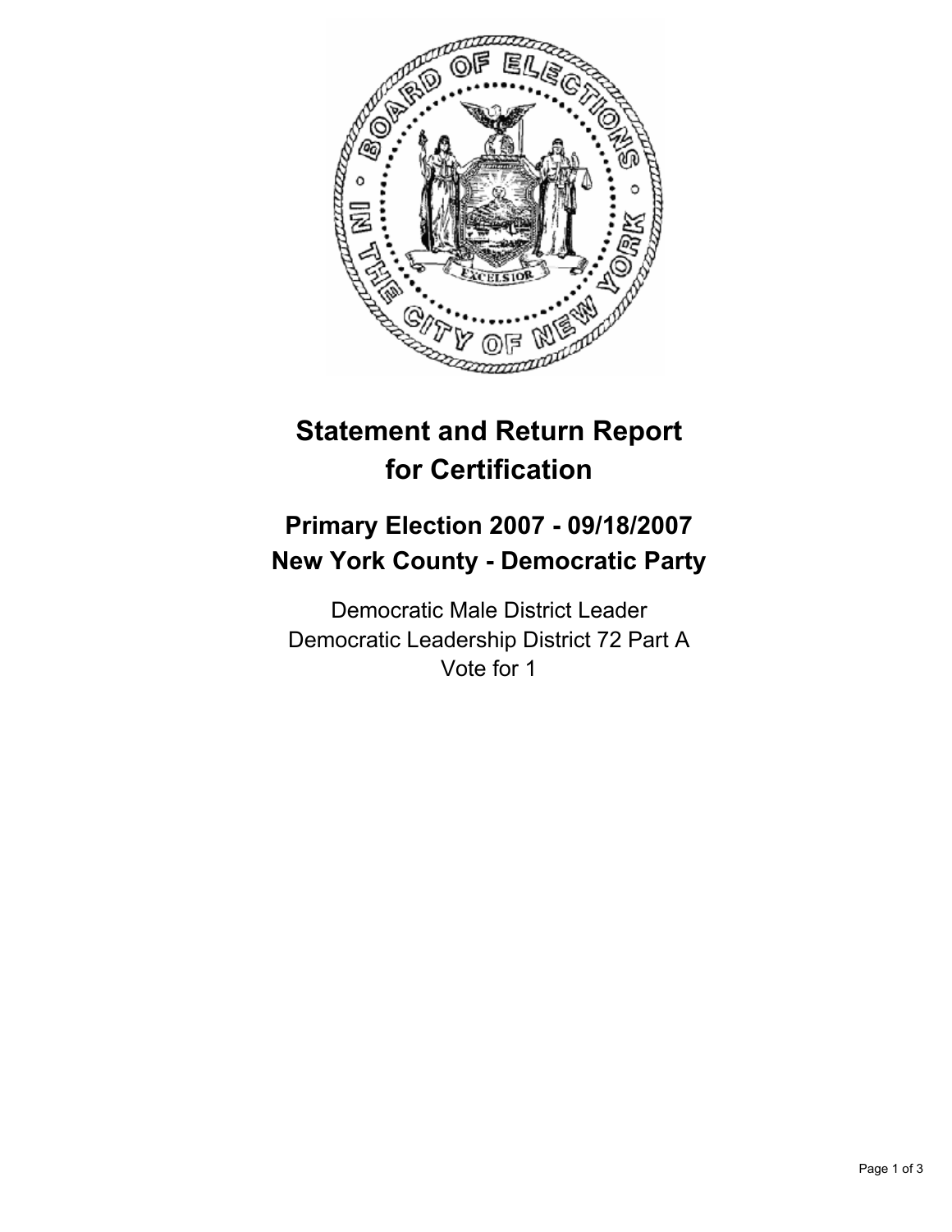# Statement and Return Report for Certification

## Primary Election 2007 - 09/18/2007
## New York County - Democratic Party

Democratic Male District Leader
Democratic Leadership District 72 Part A
Vote for 1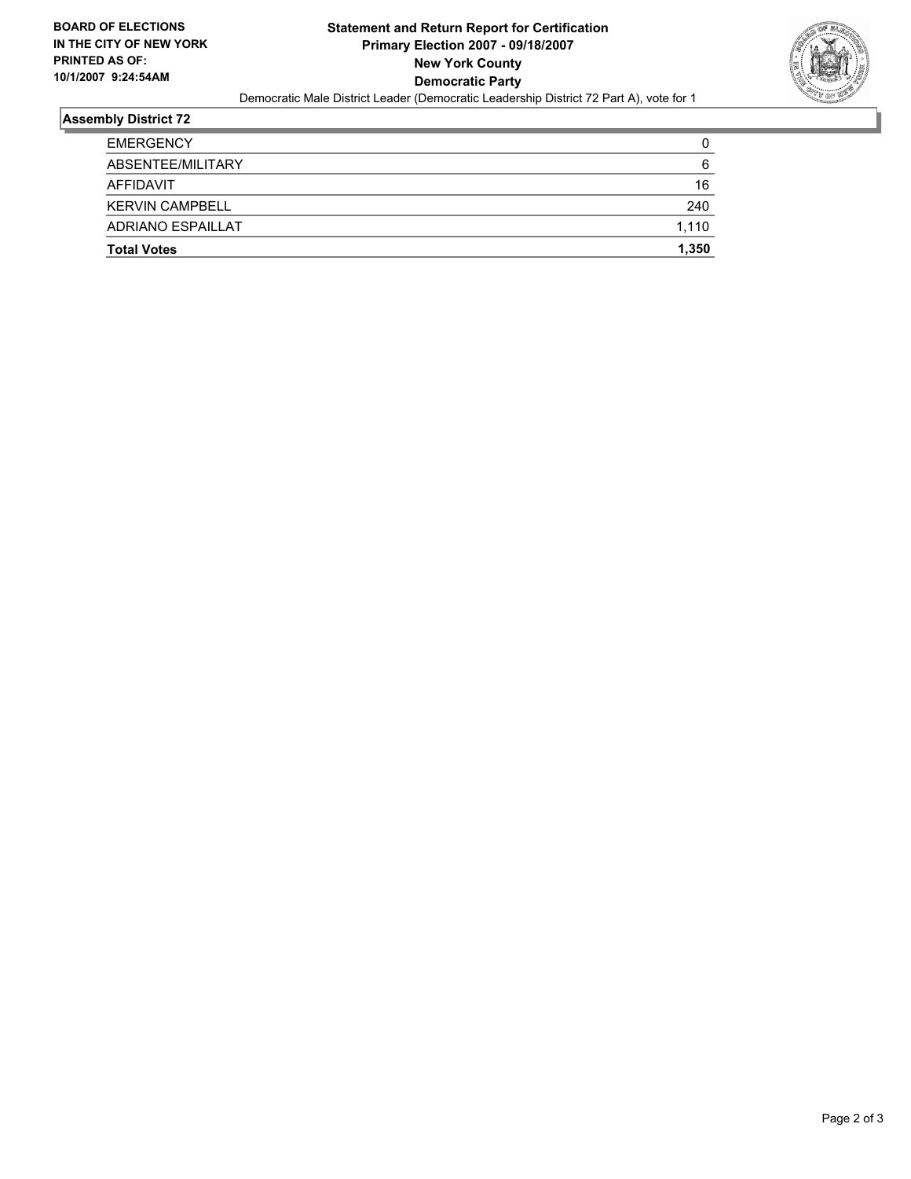**BOARD OF ELECTIONS IN THE CITY OF NEW YORK PRINTED AS OF: 10/1/2007 9:24:54AM**

**Statement and Return Report for Certification**
**Primary Election 2007 - 09/18/2007**
**New York County**
**Democratic Party**

Democratic Male District Leader (Democratic Leadership District 72 Part A), vote for 1

## Assembly District 72

| | |
|---|---|
| EMERGENCY | 0 |
| ABSENTEE/MILITARY | 6 |
| AFFIDAVIT | 16 |
| KERVIN CAMPBELL | 240 |
| ADRIANO ESPAILLAT | 1,110 |
| **Total Votes** | **1,350** |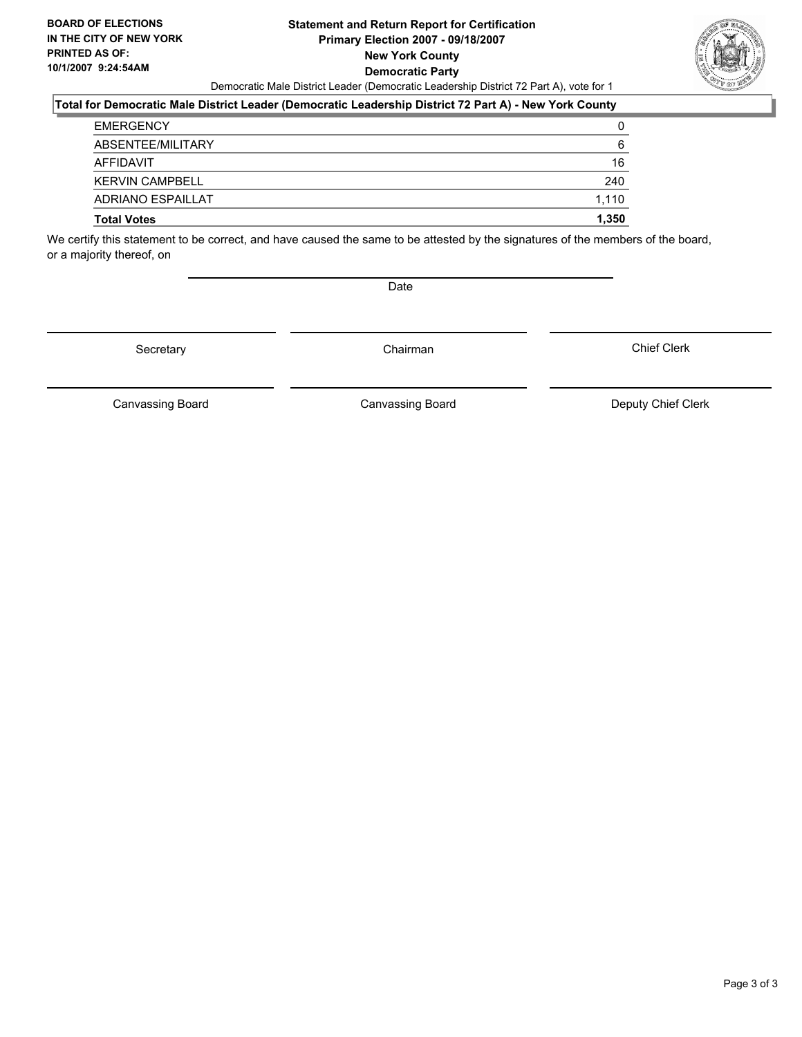**BOARD OF ELECTIONS IN THE CITY OF NEW YORK PRINTED AS OF: 10/1/2007 9:24:54AM**

**Statement and Return Report for Certification**
**Primary Election 2007 - 09/18/2007**
**New York County**
**Democratic Party**

Democratic Male District Leader (Democratic Leadership District 72 Part A), vote for 1

**Total for Democratic Male District Leader (Democratic Leadership District 72 Part A) - New York County**

| | |
|---|---|
| EMERGENCY | 0 |
| ABSENTEE/MILITARY | 6 |
| AFFIDAVIT | 16 |
| KERVIN CAMPBELL | 240 |
| ADRIANO ESPAILLAT | 1,110 |
| **Total Votes** | **1,350** |

We certify this statement to be correct, and have caused the same to be attested by the signatures of the members of the board, or a majority thereof, on

Date

Secretary | Chairman | Chief Clerk

Canvassing Board | Canvassing Board | Deputy Chief Clerk